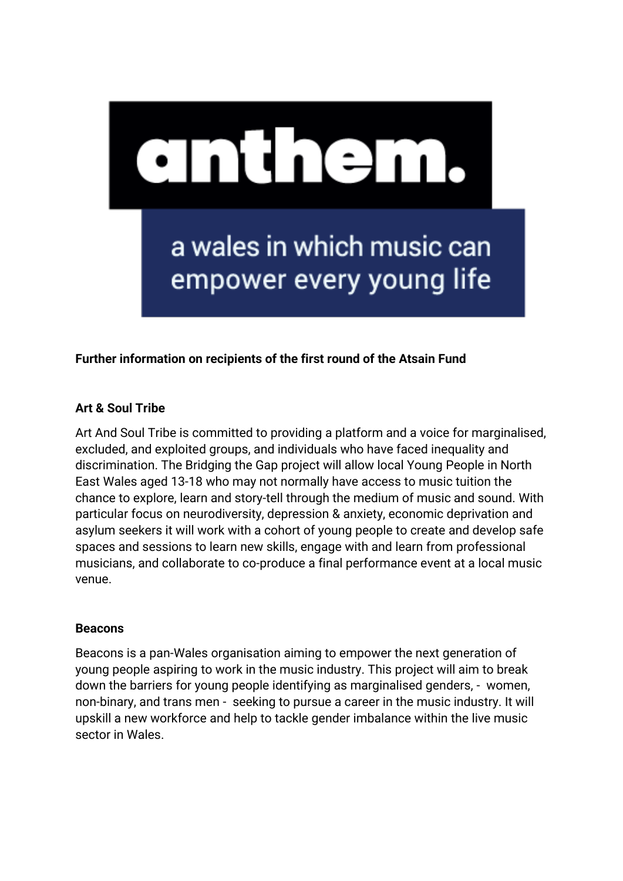# anthem.

a wales in which music can empower every young life

**Further information on recipients of the first round of the Atsain Fund**

**Art & Soul Tribe**

Art And Soul Tribe is committed to providing a platform and a voice for marginalised, excluded, and exploited groups, and individuals who have faced inequality and discrimination. The Bridging the Gap project will allow local Young People in North East Wales aged 13-18 who may not normally have access to music tuition the chance to explore, learn and story-tell through the medium of music and sound. With particular focus on neurodiversity, depression & anxiety, economic deprivation and asylum seekers it will work with a cohort of young people to create and develop safe spaces and sessions to learn new skills, engage with and learn from professional musicians, and collaborate to co-produce a final performance event at a local music venue.

**Beacons**

Beacons is a pan-Wales organisation aiming to empower the next generation of young people aspiring to work in the music industry. This project will aim to break down the barriers for young people identifying as marginalised genders, - women, non-binary, and trans men - seeking to pursue a career in the music industry. It will upskill a new workforce and help to tackle gender imbalance within the live music sector in Wales.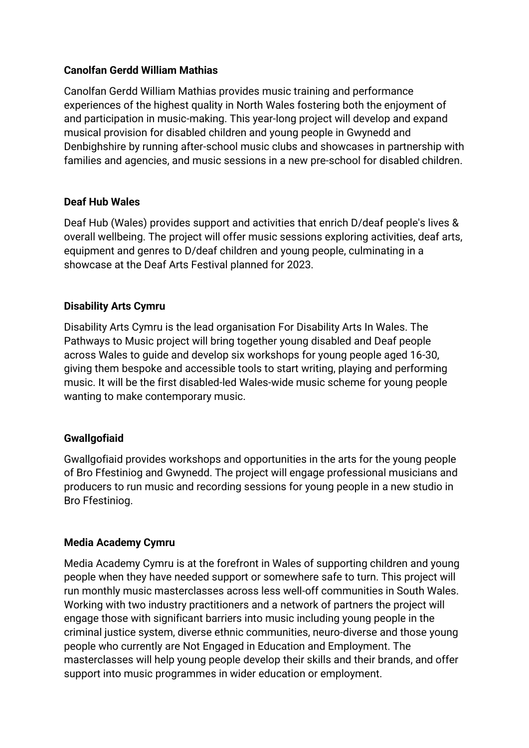**Canolfan Gerdd William Mathias**

Canolfan Gerdd William Mathias provides music training and performance experiences of the highest quality in North Wales fostering both the enjoyment of and participation in music-making. This year-long project will develop and expand musical provision for disabled children and young people in Gwynedd and Denbighshire by running after-school music clubs and showcases in partnership with families and agencies, and music sessions in a new pre-school for disabled children.

**Deaf Hub Wales**

Deaf Hub (Wales) provides support and activities that enrich D/deaf people's lives & overall wellbeing. The project will offer music sessions exploring activities, deaf arts, equipment and genres to D/deaf children and young people, culminating in a showcase at the Deaf Arts Festival planned for 2023.

**Disability Arts Cymru**

Disability Arts Cymru is the lead organisation For Disability Arts In Wales. The Pathways to Music project will bring together young disabled and Deaf people across Wales to guide and develop six workshops for young people aged 16-30, giving them bespoke and accessible tools to start writing, playing and performing music. It will be the first disabled-led Wales-wide music scheme for young people wanting to make contemporary music.

**Gwallgofiaid**

Gwallgofiaid provides workshops and opportunities in the arts for the young people of Bro Ffestiniog and Gwynedd. The project will engage professional musicians and producers to run music and recording sessions for young people in a new studio in Bro Ffestiniog.

**Media Academy Cymru**

Media Academy Cymru is at the forefront in Wales of supporting children and young people when they have needed support or somewhere safe to turn. This project will run monthly music masterclasses across less well-off communities in South Wales. Working with two industry practitioners and a network of partners the project will engage those with significant barriers into music including young people in the criminal justice system, diverse ethnic communities, neuro-diverse and those young people who currently are Not Engaged in Education and Employment. The masterclasses will help young people develop their skills and their brands, and offer support into music programmes in wider education or employment.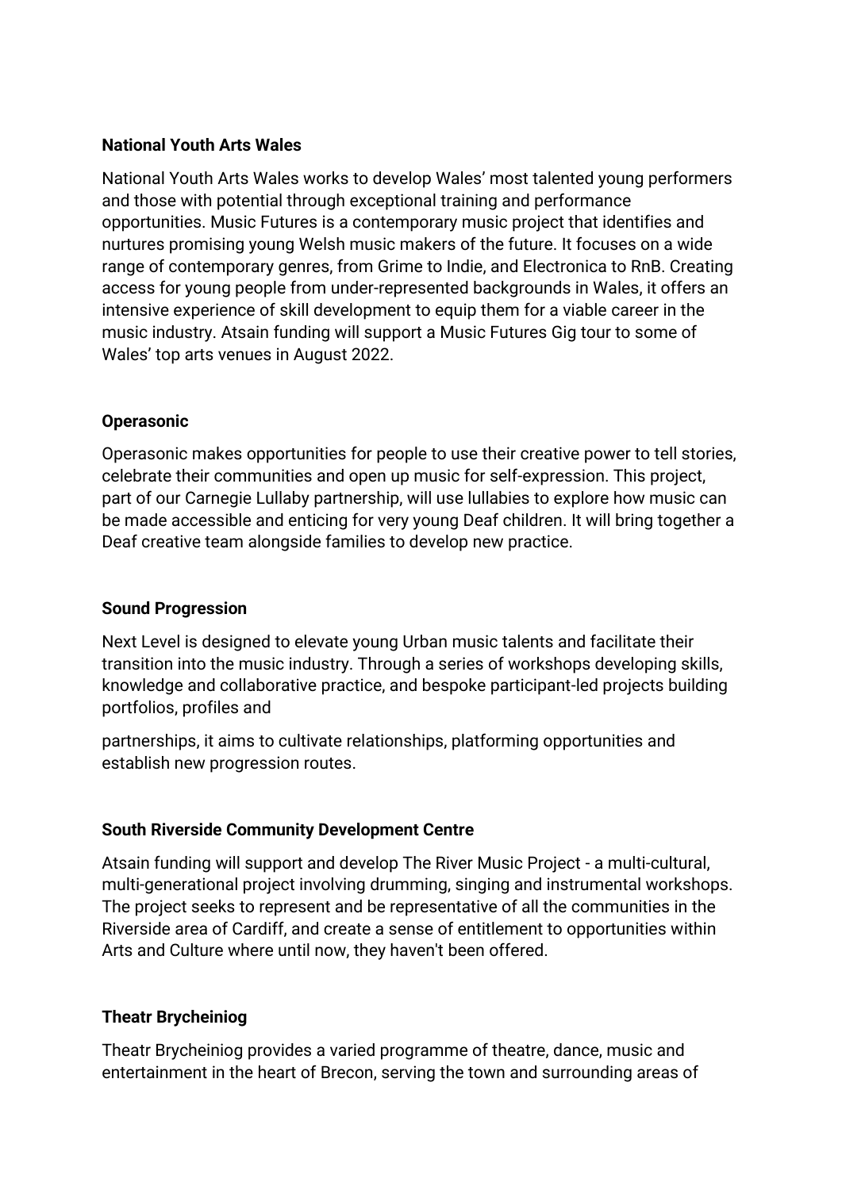**National Youth Arts Wales**

National Youth Arts Wales works to develop Wales' most talented young performers and those with potential through exceptional training and performance opportunities. Music Futures is a contemporary music project that identifies and nurtures promising young Welsh music makers of the future. It focuses on a wide range of contemporary genres, from Grime to Indie, and Electronica to RnB. Creating access for young people from under-represented backgrounds in Wales, it offers an intensive experience of skill development to equip them for a viable career in the music industry. Atsain funding will support a Music Futures Gig tour to some of Wales' top arts venues in August 2022.

**Operasonic**

Operasonic makes opportunities for people to use their creative power to tell stories, celebrate their communities and open up music for self-expression. This project, part of our Carnegie Lullaby partnership, will use lullabies to explore how music can be made accessible and enticing for very young Deaf children. It will bring together a Deaf creative team alongside families to develop new practice.

**Sound Progression**

Next Level is designed to elevate young Urban music talents and facilitate their transition into the music industry. Through a series of workshops developing skills, knowledge and collaborative practice, and bespoke participant-led projects building portfolios, profiles and partnerships, it aims to cultivate relationships, platforming opportunities and establish new progression routes.

**South Riverside Community Development Centre**

Atsain funding will support and develop The River Music Project - a multi-cultural, multi-generational project involving drumming, singing and instrumental workshops. The project seeks to represent and be representative of all the communities in the Riverside area of Cardiff, and create a sense of entitlement to opportunities within Arts and Culture where until now, they haven't been offered.

**Theatr Brycheiniog**

Theatr Brycheiniog provides a varied programme of theatre, dance, music and entertainment in the heart of Brecon, serving the town and surrounding areas of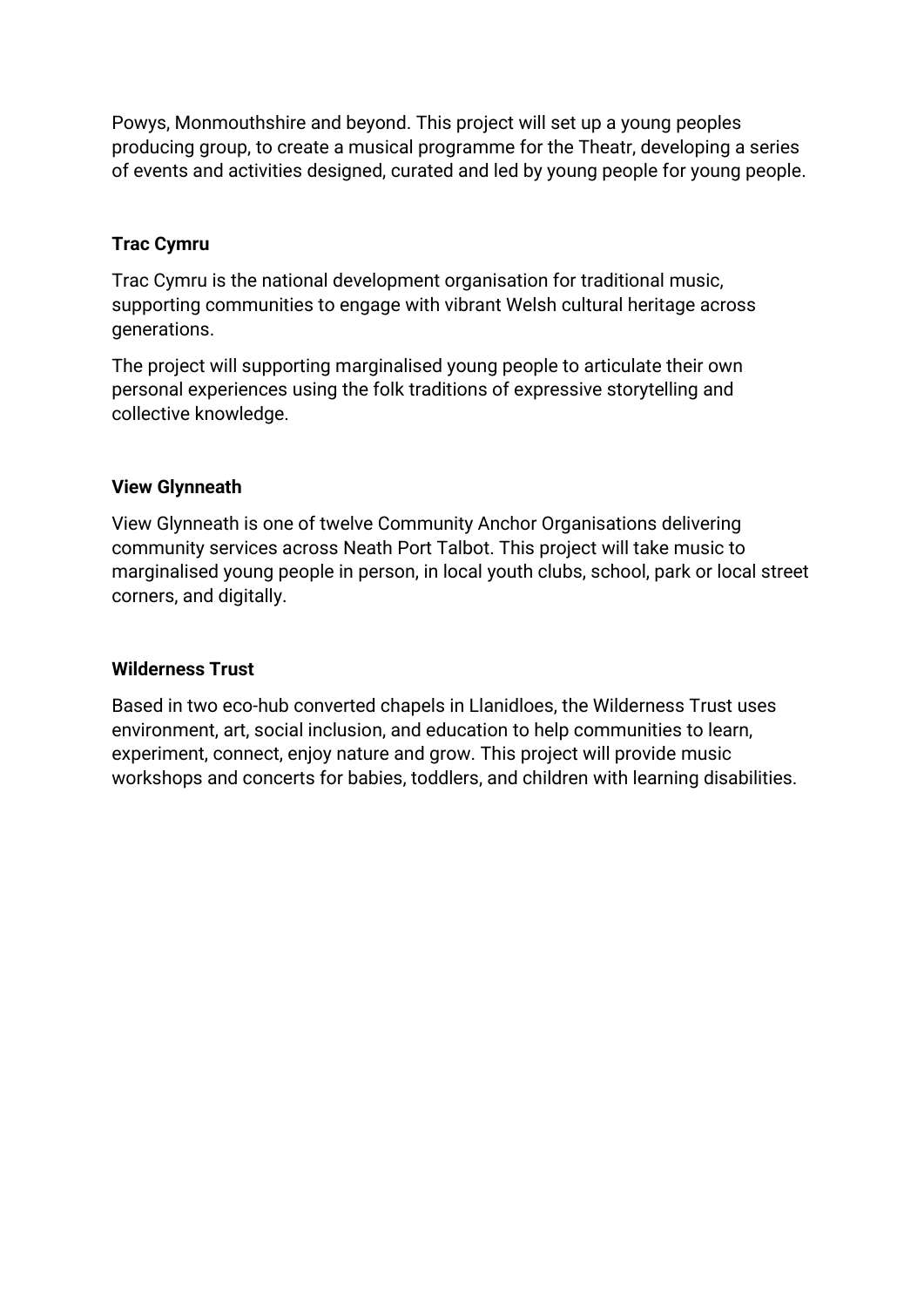Powys, Monmouthshire and beyond. This project will set up a young peoples producing group, to create a musical programme for the Theatr, developing a series of events and activities designed, curated and led by young people for young people.

**Trac Cymru**

Trac Cymru is the national development organisation for traditional music, supporting communities to engage with vibrant Welsh cultural heritage across generations.

The project will supporting marginalised young people to articulate their own personal experiences using the folk traditions of expressive storytelling and collective knowledge.

**View Glynneath**

View Glynneath is one of twelve Community Anchor Organisations delivering community services across Neath Port Talbot. This project will take music to marginalised young people in person, in local youth clubs, school, park or local street corners, and digitally.

**Wilderness Trust**

Based in two eco-hub converted chapels in Llanidloes, the Wilderness Trust uses environment, art, social inclusion, and education to help communities to learn, experiment, connect, enjoy nature and grow. This project will provide music workshops and concerts for babies, toddlers, and children with learning disabilities.